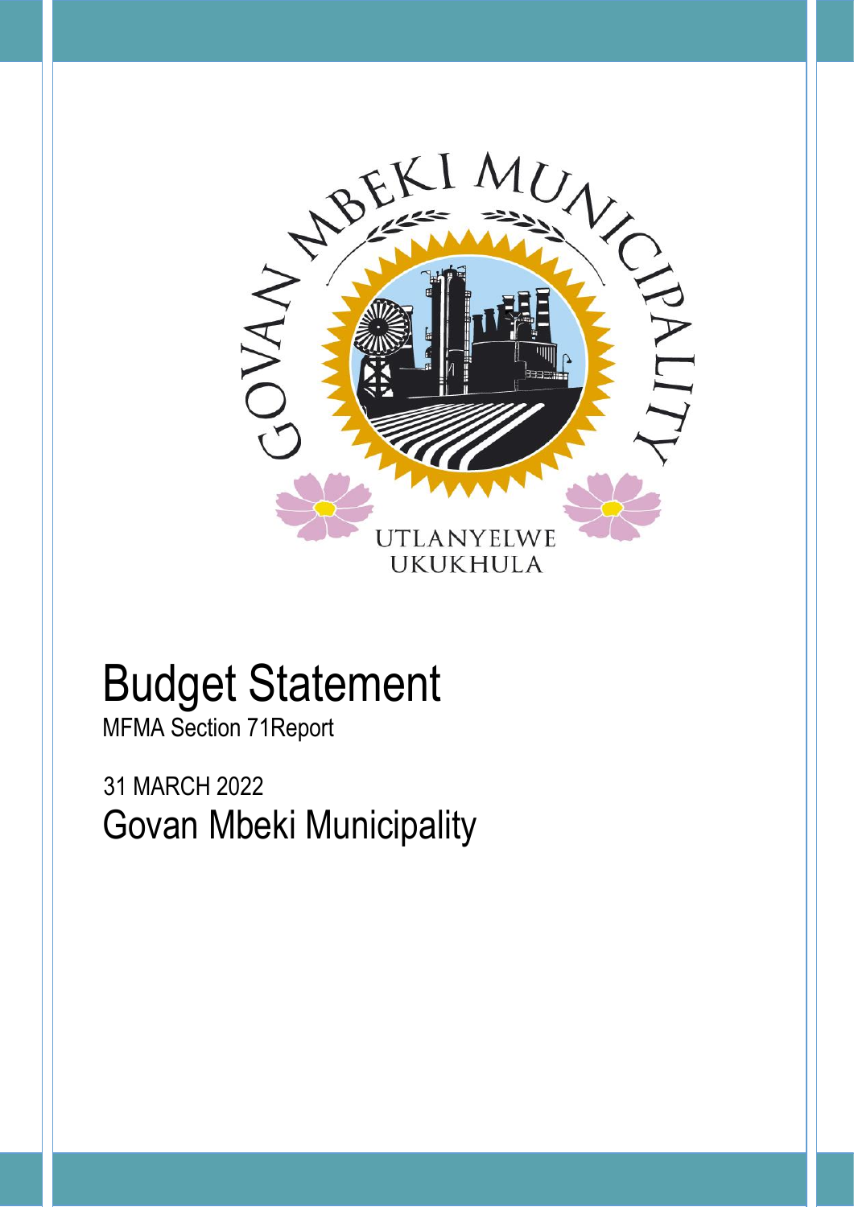# Budget Statement

MFMA Section 71Report

31 MARCH 2022

## Govan Mbeki Municipality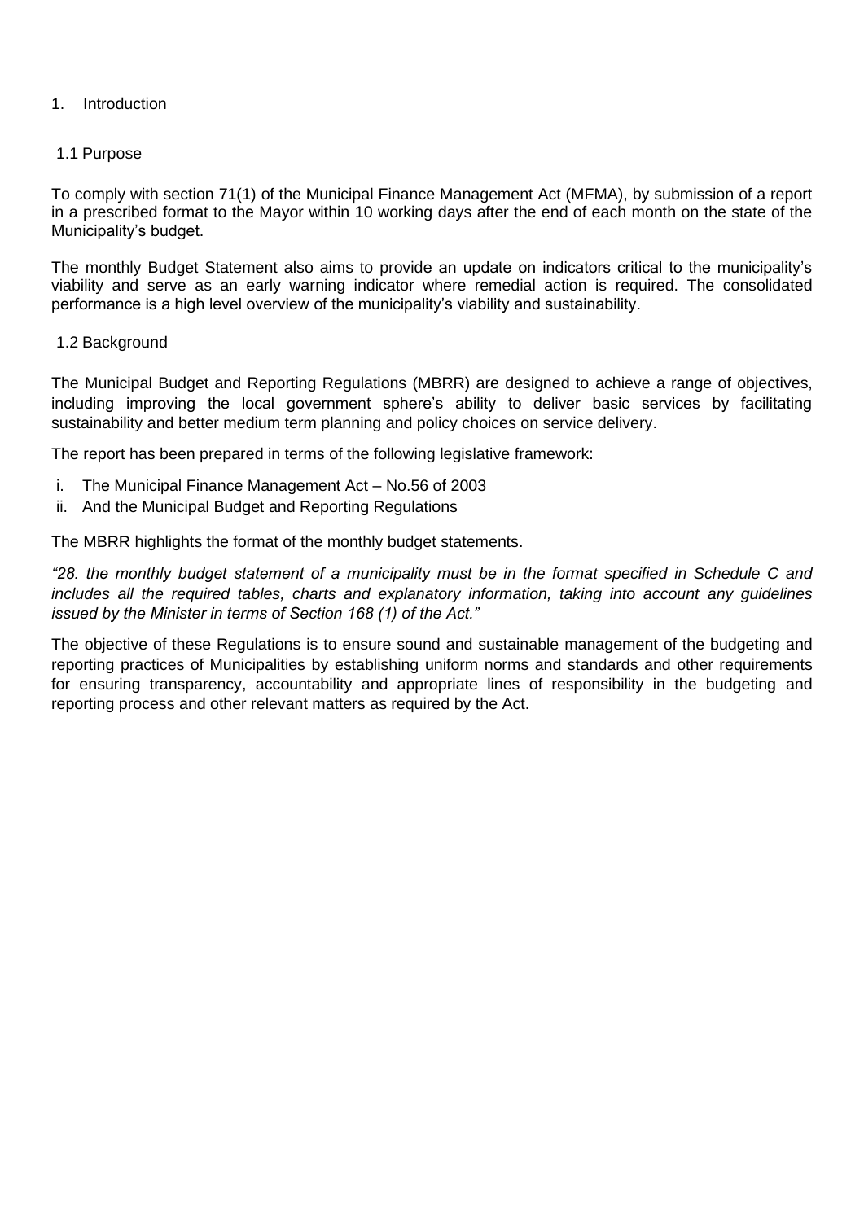# 1. Introduction

## 1.1 Purpose

To comply with section 71(1) of the Municipal Finance Management Act (MFMA), by submission of a report in a prescribed format to the Mayor within 10 working days after the end of each month on the state of the Municipality's budget.

The monthly Budget Statement also aims to provide an update on indicators critical to the municipality's viability and serve as an early warning indicator where remedial action is required. The consolidated performance is a high level overview of the municipality's viability and sustainability.

## 1.2 Background

The Municipal Budget and Reporting Regulations (MBRR) are designed to achieve a range of objectives, including improving the local government sphere's ability to deliver basic services by facilitating sustainability and better medium term planning and policy choices on service delivery.

The report has been prepared in terms of the following legislative framework:

i. The Municipal Finance Management Act – No.56 of 2003
ii. And the Municipal Budget and Reporting Regulations

The MBRR highlights the format of the monthly budget statements.

*"28. the monthly budget statement of a municipality must be in the format specified in Schedule C and includes all the required tables, charts and explanatory information, taking into account any guidelines issued by the Minister in terms of Section 168 (1) of the Act."*

The objective of these Regulations is to ensure sound and sustainable management of the budgeting and reporting practices of Municipalities by establishing uniform norms and standards and other requirements for ensuring transparency, accountability and appropriate lines of responsibility in the budgeting and reporting process and other relevant matters as required by the Act.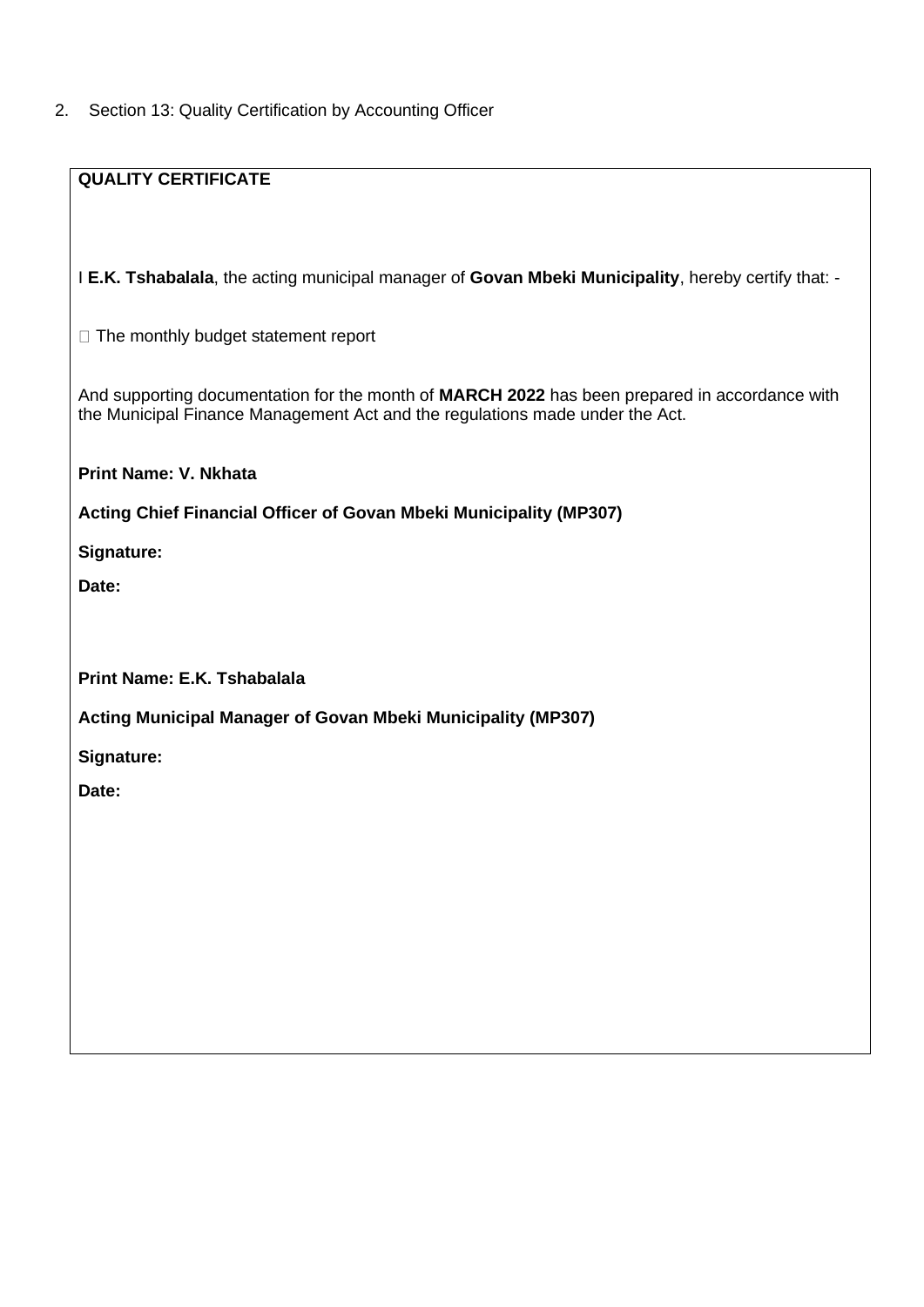2. Section 13: Quality Certification by Accounting Officer

**QUALITY CERTIFICATE**

I **E.K. Tshabalala**, the acting municipal manager of **Govan Mbeki Municipality**, hereby certify that: -

- The monthly budget statement report

And supporting documentation for the month of **MARCH 2022** has been prepared in accordance with the Municipal Finance Management Act and the regulations made under the Act.

**Print Name: V. Nkhata**

**Acting Chief Financial Officer of Govan Mbeki Municipality (MP307)**

**Signature:**

**Date:**

**Print Name: E.K. Tshabalala**

**Acting Municipal Manager of Govan Mbeki Municipality (MP307)**

**Signature:**

**Date:**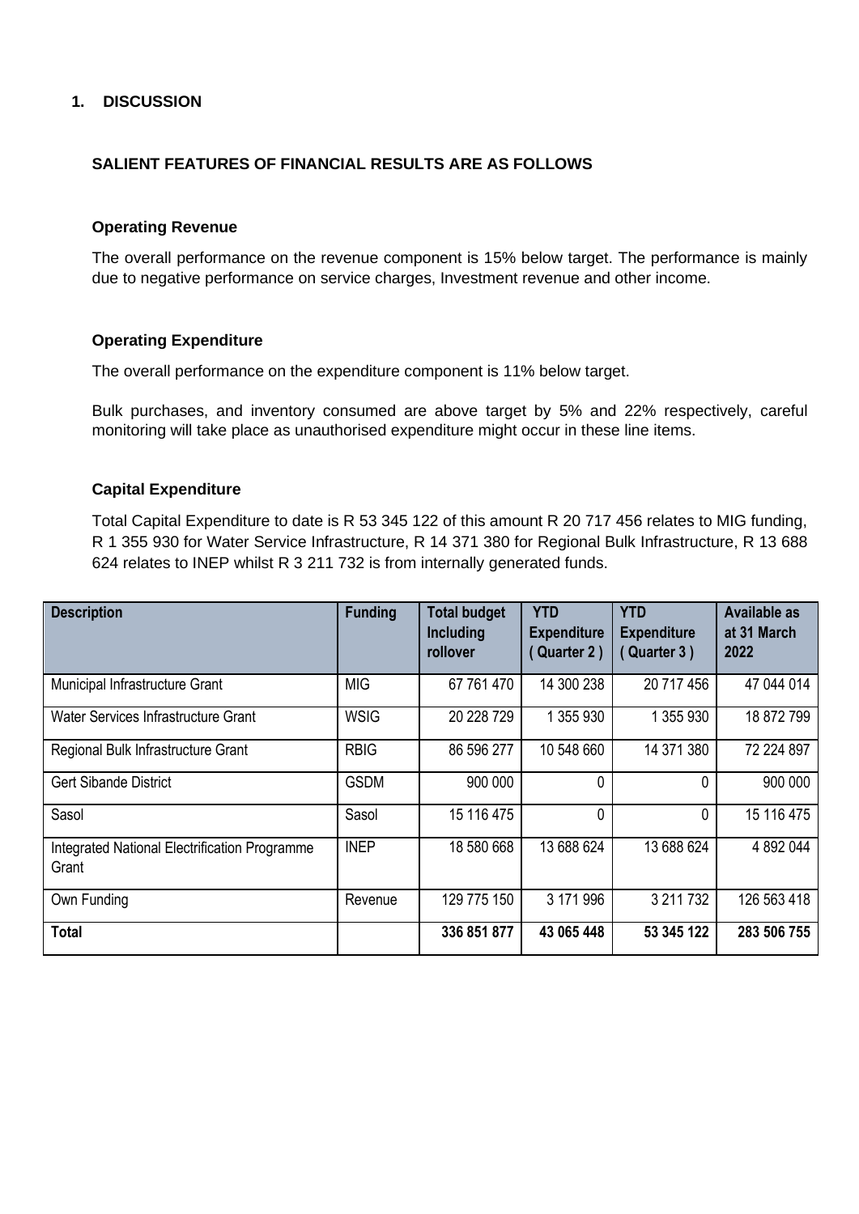## 1. DISCUSSION

### SALIENT FEATURES OF FINANCIAL RESULTS ARE AS FOLLOWS

#### Operating Revenue

The overall performance on the revenue component is 15% below target. The performance is mainly due to negative performance on service charges, Investment revenue and other income.

#### Operating Expenditure

The overall performance on the expenditure component is 11% below target.

Bulk purchases, and inventory consumed are above target by 5% and 22% respectively, careful monitoring will take place as unauthorised expenditure might occur in these line items.

#### Capital Expenditure

Total Capital Expenditure to date is R 53 345 122 of this amount R 20 717 456 relates to MIG funding, R 1 355 930 for Water Service Infrastructure, R 14 371 380 for Regional Bulk Infrastructure, R 13 688 624 relates to INEP whilst R 3 211 732 is from internally generated funds.

| Description | Funding | Total budget Including rollover | YTD Expenditure ( Quarter 2 ) | YTD Expenditure ( Quarter 3 ) | Available as at 31 March 2022 |
|---|---|---|---|---|---|
| Municipal Infrastructure Grant | MIG | 67 761 470 | 14 300 238 | 20 717 456 | 47 044 014 |
| Water Services Infrastructure Grant | WSIG | 20 228 729 | 1 355 930 | 1 355 930 | 18 872 799 |
| Regional Bulk Infrastructure Grant | RBIG | 86 596 277 | 10 548 660 | 14 371 380 | 72 224 897 |
| Gert Sibande District | GSDM | 900 000 | 0 | 0 | 900 000 |
| Sasol | Sasol | 15 116 475 | 0 | 0 | 15 116 475 |
| Integrated National Electrification Programme Grant | INEP | 18 580 668 | 13 688 624 | 13 688 624 | 4 892 044 |
| Own Funding | Revenue | 129 775 150 | 3 171 996 | 3 211 732 | 126 563 418 |
| **Total** | | **336 851 877** | **43 065 448** | **53 345 122** | **283 506 755** |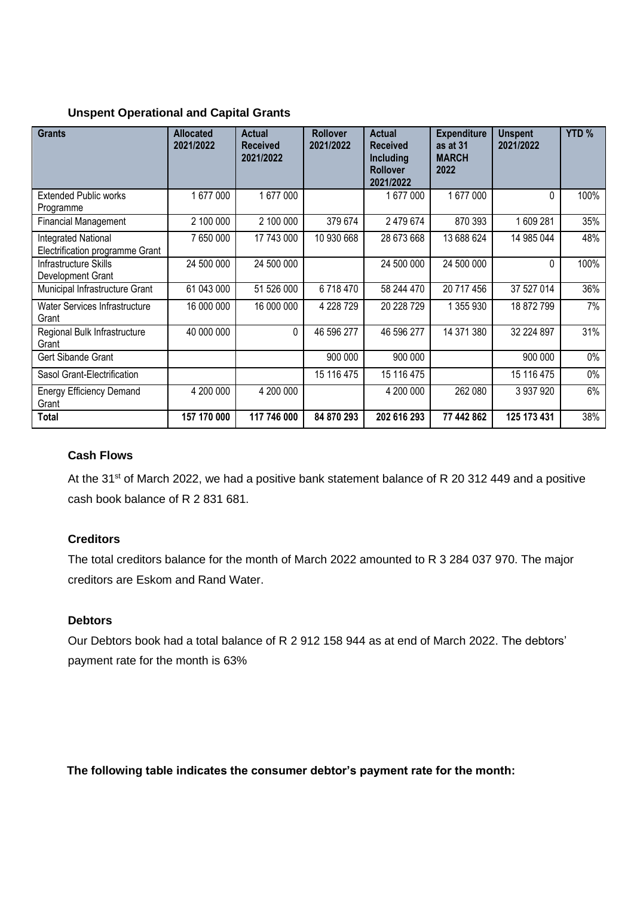**Unspent Operational and Capital Grants**

| Grants | Allocated 2021/2022 | Actual Received 2021/2022 | Rollover 2021/2022 | Actual Received Including Rollover 2021/2022 | Expenditure as at 31 MARCH 2022 | Unspent 2021/2022 | YTD % |
|---|---|---|---|---|---|---|---|
| Extended Public works Programme | 1 677 000 | 1 677 000 | | 1 677 000 | 1 677 000 | 0 | 100% |
| Financial Management | 2 100 000 | 2 100 000 | 379 674 | 2 479 674 | 870 393 | 1 609 281 | 35% |
| Integrated National Electrification programme Grant | 7 650 000 | 17 743 000 | 10 930 668 | 28 673 668 | 13 688 624 | 14 985 044 | 48% |
| Infrastructure Skills Development Grant | 24 500 000 | 24 500 000 | | 24 500 000 | 24 500 000 | 0 | 100% |
| Municipal Infrastructure Grant | 61 043 000 | 51 526 000 | 6 718 470 | 58 244 470 | 20 717 456 | 37 527 014 | 36% |
| Water Services Infrastructure Grant | 16 000 000 | 16 000 000 | 4 228 729 | 20 228 729 | 1 355 930 | 18 872 799 | 7% |
| Regional Bulk Infrastructure Grant | 40 000 000 | 0 | 46 596 277 | 46 596 277 | 14 371 380 | 32 224 897 | 31% |
| Gert Sibande Grant | | | 900 000 | 900 000 | | 900 000 | 0% |
| Sasol Grant-Electrification | | | 15 116 475 | 15 116 475 | | 15 116 475 | 0% |
| Energy Efficiency Demand Grant | 4 200 000 | 4 200 000 | | 4 200 000 | 262 080 | 3 937 920 | 6% |
| **Total** | **157 170 000** | **117 746 000** | **84 870 293** | **202 616 293** | **77 442 862** | **125 173 431** | 38% |

**Cash Flows**

At the 31st of March 2022, we had a positive bank statement balance of R 20 312 449 and a positive cash book balance of R 2 831 681.

**Creditors**

The total creditors balance for the month of March 2022 amounted to R 3 284 037 970. The major creditors are Eskom and Rand Water.

**Debtors**

Our Debtors book had a total balance of R 2 912 158 944 as at end of March 2022. The debtors' payment rate for the month is 63%

**The following table indicates the consumer debtor's payment rate for the month:**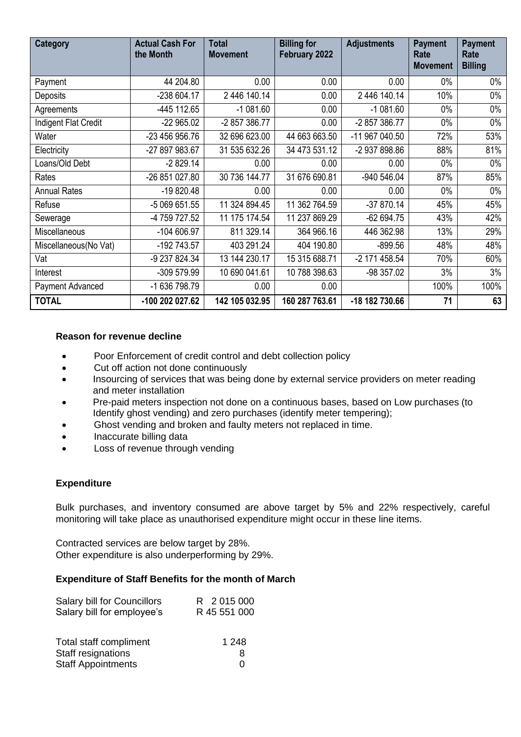| Category | Actual Cash For the Month | Total Movement | Billing for February 2022 | Adjustments | Payment Rate Movement | Payment Rate Billing |
|---|---|---|---|---|---|---|
| Payment | 44 204.80 | 0.00 | 0.00 | 0.00 | 0% | 0% |
| Deposits | -238 604.17 | 2 446 140.14 | 0.00 | 2 446 140.14 | 10% | 0% |
| Agreements | -445 112.65 | -1 081.60 | 0.00 | -1 081.60 | 0% | 0% |
| Indigent Flat Credit | -22 965.02 | -2 857 386.77 | 0.00 | -2 857 386.77 | 0% | 0% |
| Water | -23 456 956.76 | 32 696 623.00 | 44 663 663.50 | -11 967 040.50 | 72% | 53% |
| Electricity | -27 897 983.67 | 31 535 632.26 | 34 473 531.12 | -2 937 898.86 | 88% | 81% |
| Loans/Old Debt | -2 829.14 | 0.00 | 0.00 | 0.00 | 0% | 0% |
| Rates | -26 851 027.80 | 30 736 144.77 | 31 676 690.81 | -940 546.04 | 87% | 85% |
| Annual Rates | -19 820.48 | 0.00 | 0.00 | 0.00 | 0% | 0% |
| Refuse | -5 069 651.55 | 11 324 894.45 | 11 362 764.59 | -37 870.14 | 45% | 45% |
| Sewerage | -4 759 727.52 | 11 175 174.54 | 11 237 869.29 | -62 694.75 | 43% | 42% |
| Miscellaneous | -104 606.97 | 811 329.14 | 364 966.16 | 446 362.98 | 13% | 29% |
| Miscellaneous(No Vat) | -192 743.57 | 403 291.24 | 404 190.80 | -899.56 | 48% | 48% |
| Vat | -9 237 824.34 | 13 144 230.17 | 15 315 688.71 | -2 171 458.54 | 70% | 60% |
| Interest | -309 579.99 | 10 690 041.61 | 10 788 398.63 | -98 357.02 | 3% | 3% |
| Payment Advanced | -1 636 798.79 | 0.00 | 0.00 | | 100% | 100% |
| **TOTAL** | **-100 202 027.62** | **142 105 032.95** | **160 287 763.61** | **-18 182 730.66** | **71** | **63** |

**Reason for revenue decline**

- Poor Enforcement of credit control and debt collection policy
- Cut off action not done continuously
- Insourcing of services that was being done by external service providers on meter reading and meter installation
- Pre-paid meters inspection not done on a continuous bases, based on Low purchases (to Identify ghost vending) and zero purchases (identify meter tempering);
- Ghost vending and broken and faulty meters not replaced in time.
- Inaccurate billing data
- Loss of revenue through vending

**Expenditure**

Bulk purchases, and inventory consumed are above target by 5% and 22% respectively, careful monitoring will take place as unauthorised expenditure might occur in these line items.

Contracted services are below target by 28%.
Other expenditure is also underperforming by 29%.

**Expenditure of Staff Benefits for the month of March**

| | |
|---|---|
| Salary bill for Councillors | R 2 015 000 |
| Salary bill for employee's | R 45 551 000 |

| | |
|---|---|
| Total staff compliment | 1 248 |
| Staff resignations | 8 |
| Staff Appointments | 0 |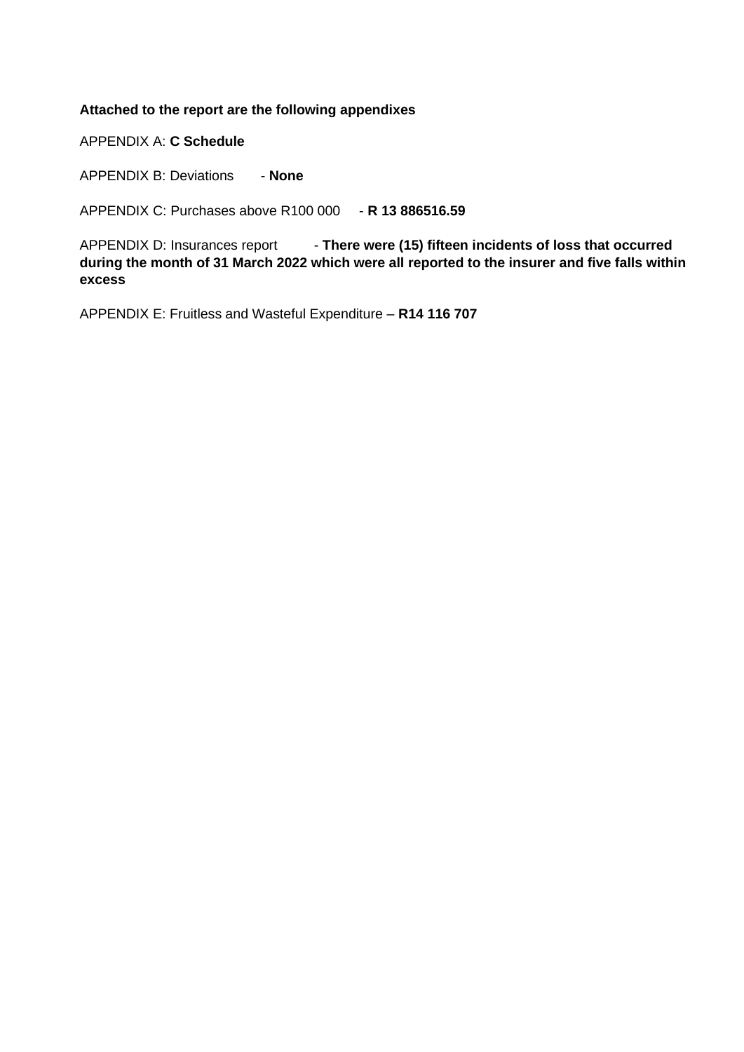**Attached to the report are the following appendixes**

APPENDIX A: **C Schedule**

APPENDIX B: Deviations - **None**

APPENDIX C: Purchases above R100 000 - **R 13 886516.59**

APPENDIX D: Insurances report - **There were (15) fifteen incidents of loss that occurred during the month of 31 March 2022 which were all reported to the insurer and five falls within excess**

APPENDIX E: Fruitless and Wasteful Expenditure – **R14 116 707**